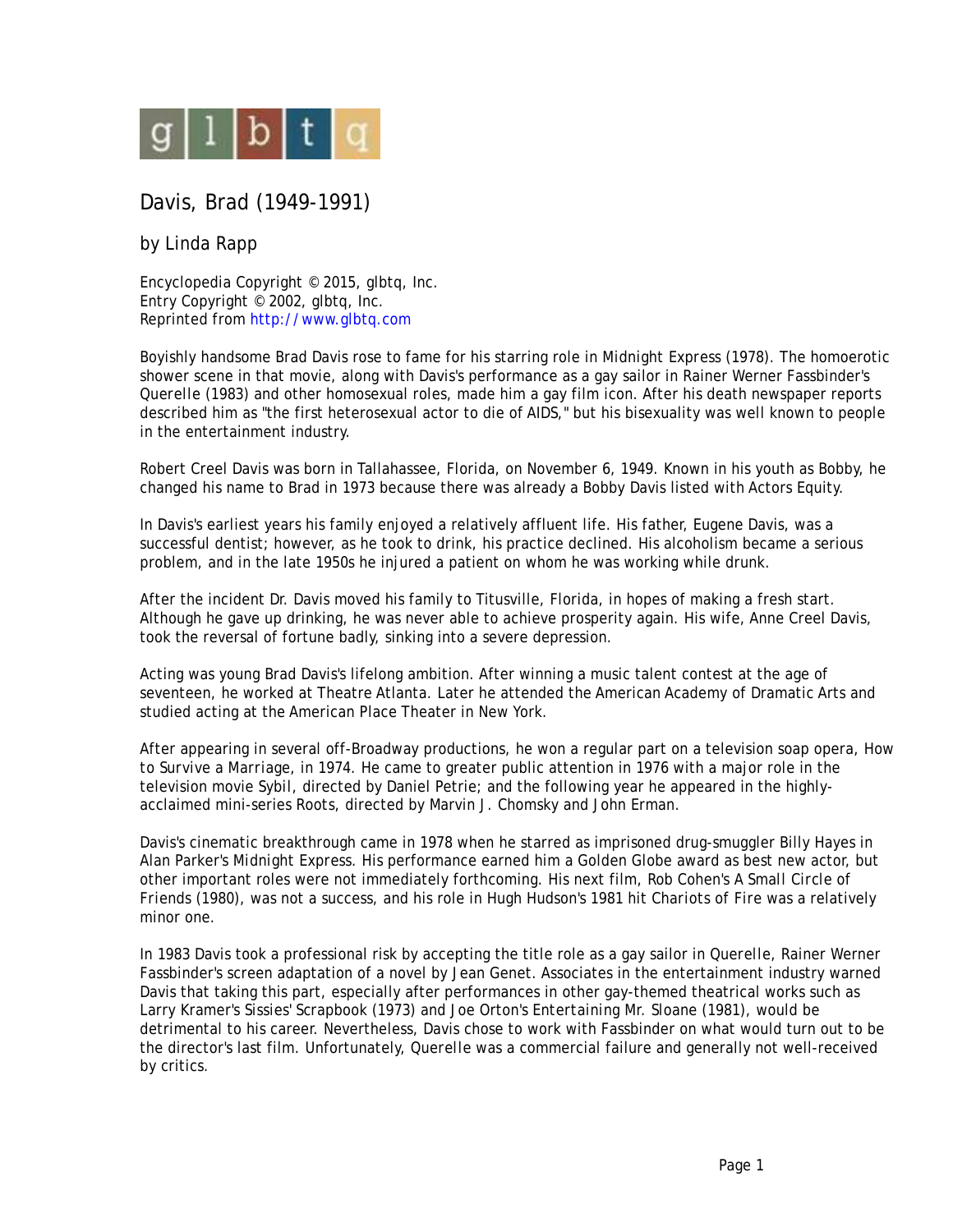glbtq

# Davis, Brad (1949-1991)

by Linda Rapp

Encyclopedia Copyright © 2015, glbtq, Inc.
Entry Copyright © 2002, glbtq, Inc.
Reprinted from http://www.glbtq.com

Boyishly handsome Brad Davis rose to fame for his starring role in Midnight Express (1978). The homoerotic shower scene in that movie, along with Davis's performance as a gay sailor in Rainer Werner Fassbinder's Querelle (1983) and other homosexual roles, made him a gay film icon. After his death newspaper reports described him as "the first heterosexual actor to die of AIDS," but his bisexuality was well known to people in the entertainment industry.

Robert Creel Davis was born in Tallahassee, Florida, on November 6, 1949. Known in his youth as Bobby, he changed his name to Brad in 1973 because there was already a Bobby Davis listed with Actors Equity.

In Davis's earliest years his family enjoyed a relatively affluent life. His father, Eugene Davis, was a successful dentist; however, as he took to drink, his practice declined. His alcoholism became a serious problem, and in the late 1950s he injured a patient on whom he was working while drunk.

After the incident Dr. Davis moved his family to Titusville, Florida, in hopes of making a fresh start. Although he gave up drinking, he was never able to achieve prosperity again. His wife, Anne Creel Davis, took the reversal of fortune badly, sinking into a severe depression.

Acting was young Brad Davis's lifelong ambition. After winning a music talent contest at the age of seventeen, he worked at Theatre Atlanta. Later he attended the American Academy of Dramatic Arts and studied acting at the American Place Theater in New York.

After appearing in several off-Broadway productions, he won a regular part on a television soap opera, How to Survive a Marriage, in 1974. He came to greater public attention in 1976 with a major role in the television movie Sybil, directed by Daniel Petrie; and the following year he appeared in the highly-acclaimed mini-series Roots, directed by Marvin J. Chomsky and John Erman.

Davis's cinematic breakthrough came in 1978 when he starred as imprisoned drug-smuggler Billy Hayes in Alan Parker's Midnight Express. His performance earned him a Golden Globe award as best new actor, but other important roles were not immediately forthcoming. His next film, Rob Cohen's A Small Circle of Friends (1980), was not a success, and his role in Hugh Hudson's 1981 hit Chariots of Fire was a relatively minor one.

In 1983 Davis took a professional risk by accepting the title role as a gay sailor in Querelle, Rainer Werner Fassbinder's screen adaptation of a novel by Jean Genet. Associates in the entertainment industry warned Davis that taking this part, especially after performances in other gay-themed theatrical works such as Larry Kramer's Sissies' Scrapbook (1973) and Joe Orton's Entertaining Mr. Sloane (1981), would be detrimental to his career. Nevertheless, Davis chose to work with Fassbinder on what would turn out to be the director's last film. Unfortunately, Querelle was a commercial failure and generally not well-received by critics.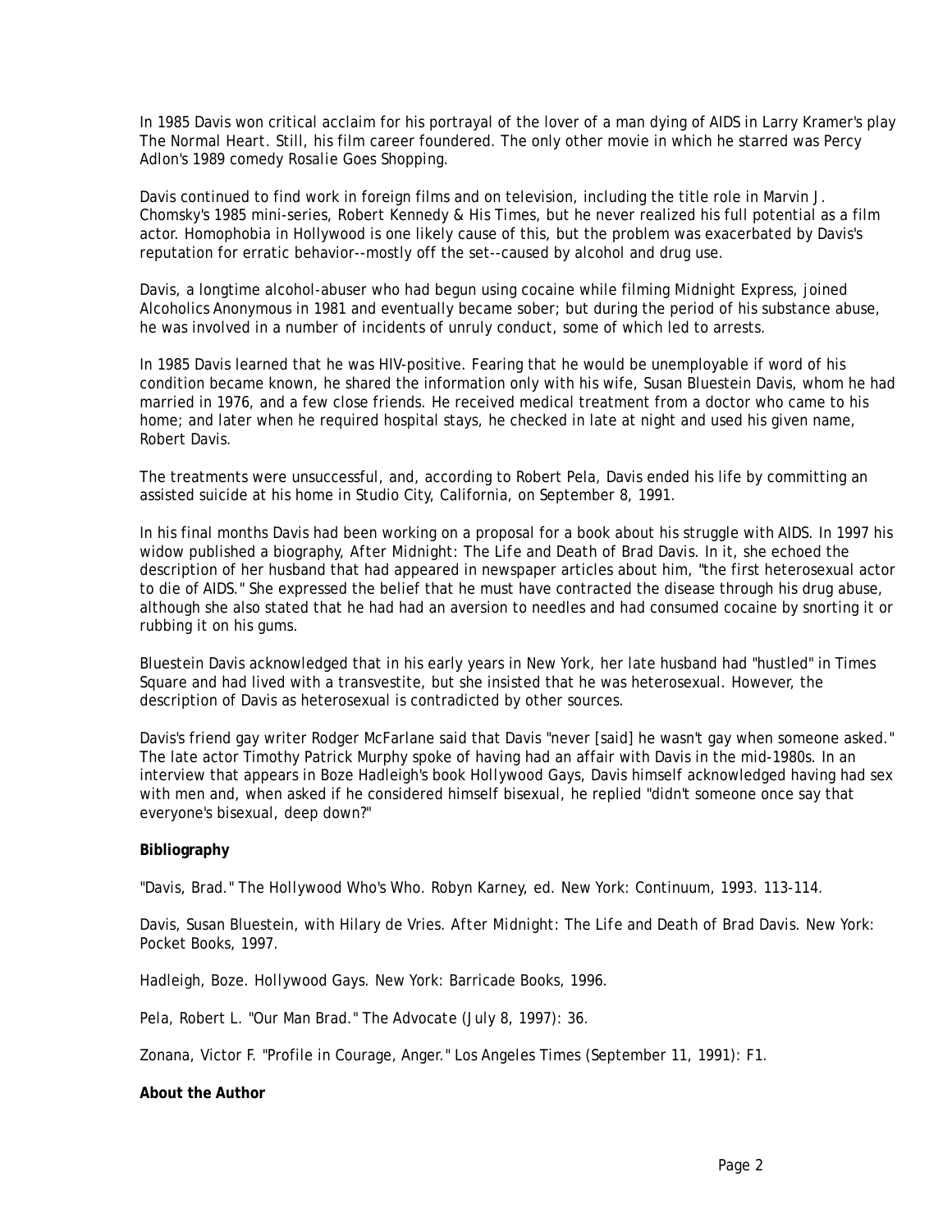In 1985 Davis won critical acclaim for his portrayal of the lover of a man dying of AIDS in Larry Kramer's play *The Normal Heart*. Still, his film career foundered. The only other movie in which he starred was Percy Adlon's 1989 comedy *Rosalie Goes Shopping*.

Davis continued to find work in foreign films and on television, including the title role in Marvin J. Chomsky's 1985 mini-series, *Robert Kennedy & His Times*, but he never realized his full potential as a film actor. Homophobia in Hollywood is one likely cause of this, but the problem was exacerbated by Davis's reputation for erratic behavior--mostly off the set--caused by alcohol and drug use.

Davis, a longtime alcohol-abuser who had begun using cocaine while filming *Midnight Express*, joined Alcoholics Anonymous in 1981 and eventually became sober; but during the period of his substance abuse, he was involved in a number of incidents of unruly conduct, some of which led to arrests.

In 1985 Davis learned that he was HIV-positive. Fearing that he would be unemployable if word of his condition became known, he shared the information only with his wife, Susan Bluestein Davis, whom he had married in 1976, and a few close friends. He received medical treatment from a doctor who came to his home; and later when he required hospital stays, he checked in late at night and used his given name, Robert Davis.

The treatments were unsuccessful, and, according to Robert Pela, Davis ended his life by committing an assisted suicide at his home in Studio City, California, on September 8, 1991.

In his final months Davis had been working on a proposal for a book about his struggle with AIDS. In 1997 his widow published a biography, *After Midnight: The Life and Death of Brad Davis*. In it, she echoed the description of her husband that had appeared in newspaper articles about him, "the first heterosexual actor to die of AIDS." She expressed the belief that he must have contracted the disease through his drug abuse, although she also stated that he had had an aversion to needles and had consumed cocaine by snorting it or rubbing it on his gums.

Bluestein Davis acknowledged that in his early years in New York, her late husband had "hustled" in Times Square and had lived with a transvestite, but she insisted that he was heterosexual. However, the description of Davis as heterosexual is contradicted by other sources.

Davis's friend gay writer Rodger McFarlane said that Davis "never [said] he wasn't gay when someone asked." The late actor Timothy Patrick Murphy spoke of having had an affair with Davis in the mid-1980s. In an interview that appears in Boze Hadleigh's book *Hollywood Gays*, Davis himself acknowledged having had sex with men and, when asked if he considered himself bisexual, he replied "didn't someone once say that everyone's bisexual, deep down?"

**Bibliography**

"Davis, Brad." *The Hollywood Who's Who*. Robyn Karney, ed. New York: Continuum, 1993. 113-114.

Davis, Susan Bluestein, with Hilary de Vries. *After Midnight: The Life and Death of Brad Davis*. New York: Pocket Books, 1997.

Hadleigh, Boze. *Hollywood Gays*. New York: Barricade Books, 1996.

Pela, Robert L. "Our Man Brad." *The Advocate* (July 8, 1997): 36.

Zonana, Victor F. "Profile in Courage, Anger." *Los Angeles Times* (September 11, 1991): F1.

**About the Author**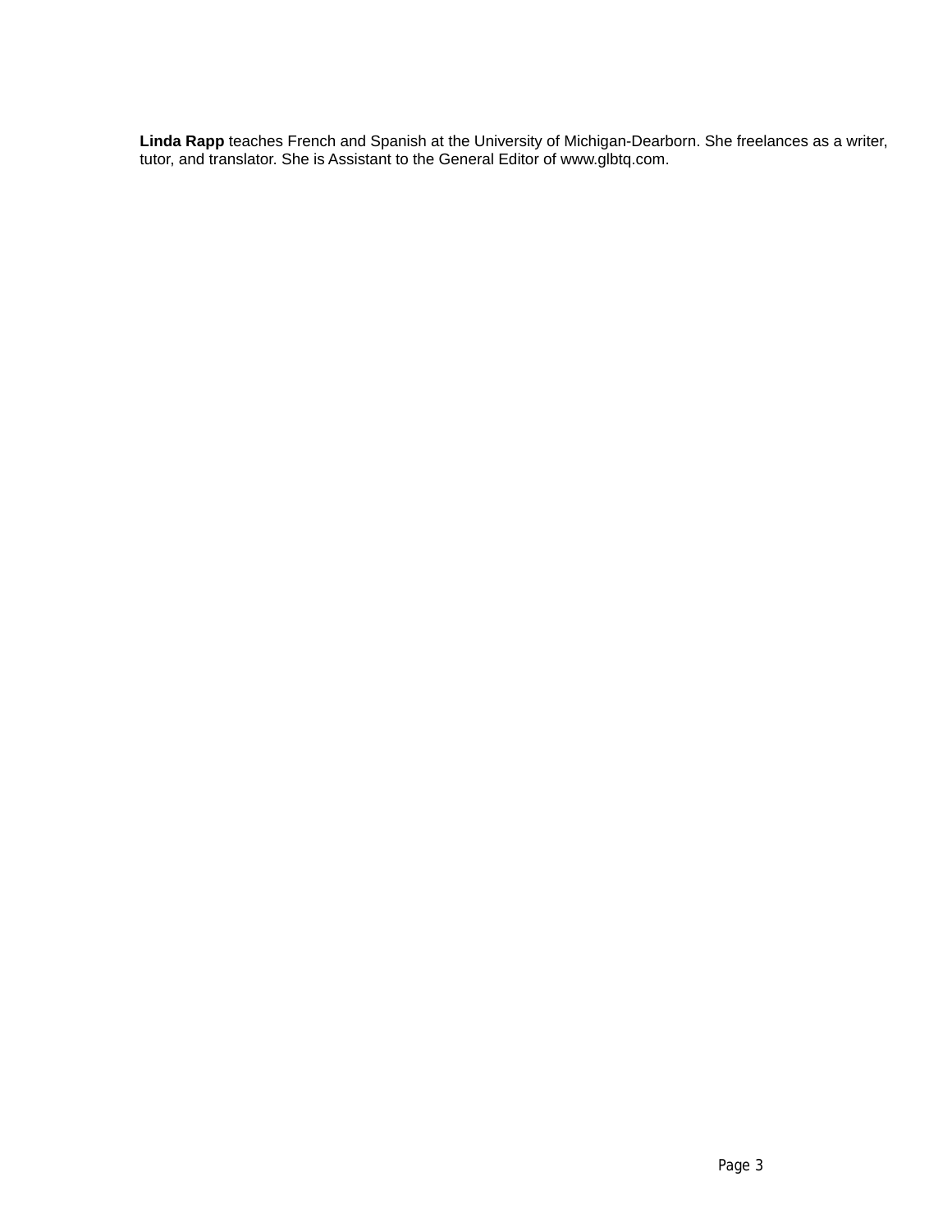**Linda Rapp** teaches French and Spanish at the University of Michigan-Dearborn. She freelances as a writer, tutor, and translator. She is Assistant to the General Editor of www.glbtq.com.